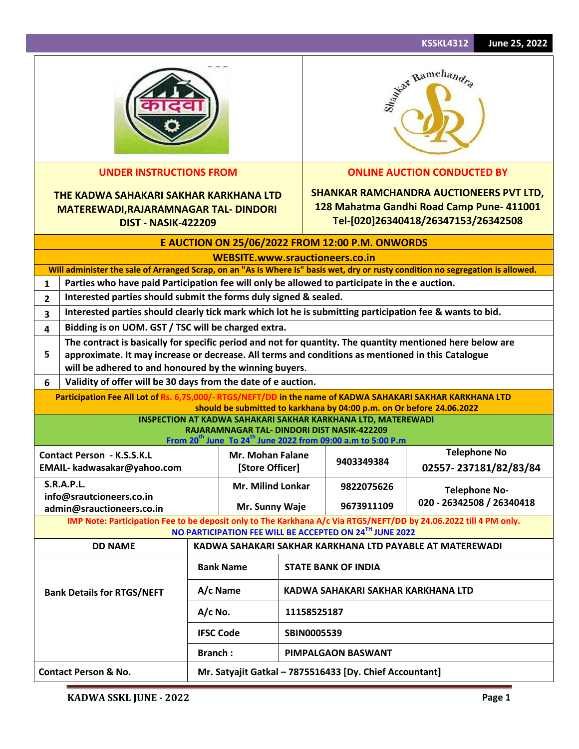| UNDER INSTRUCTIONS FROM | ONLINE AUCTION CONDUCTED BY |
|---|---|
| **THE KADWA SAHAKARI SAKHAR KARKHANA LTD MATEREWADI,RAJARAMNAGAR TAL- DINDORI DIST - NASIK-422209** | **SHANKAR RAMCHANDRA AUCTIONEERS PVT LTD, 128 Mahatma Gandhi Road Camp Pune- 411001 Tel-[020]26340418/26347153/26342508** |

**E AUCTION ON 25/06/2022 FROM 12:00 P.M. ONWORDS**

**WEBSITE.www.srauctioneers.co.in**

**Will administer the sale of Arranged Scrap, on an "As Is Where Is" basis wet, dry or rusty condition no segregation is allowed.**

| | |
|---|---|
| 1 | Parties who have paid Participation fee will only be allowed to participate in the e auction. |
| 2 | Interested parties should submit the forms duly signed & sealed. |
| 3 | Interested parties should clearly tick mark which lot he is submitting participation fee & wants to bid. |
| 4 | Bidding is on UOM. GST / TSC will be charged extra. |
| 5 | The contract is basically for specific period and not for quantity. The quantity mentioned here below are approximate. It may increase or decrease. All terms and conditions as mentioned in this Catalogue will be adhered to and honoured by the winning buyers. |
| 6 | Validity of offer will be 30 days from the date of e auction. |

**Participation Fee All Lot of Rs. 6,75,000/- RTGS/NEFT/DD in the name of KADWA SAHAKARI SAKHAR KARKHANA LTD should be submitted to karkhana by 04:00 p.m. on Or before 24.06.2022**

**INSPECTION AT KADWA SAHAKARI SAKHAR KARKHANA LTD, MATEREWADI RAJARAMNAGAR TAL- DINDORI DIST NASIK-422209**
**From 20th June To 24th June 2022 from 09:00 a.m to 5:00 P.m**

| | | | |
|---|---|---|---|
| Contact Person - K.S.S.K.L<br>EMAIL- kadwasakar@yahoo.com | Mr. Mohan Falane [Store Officer] | 9403349384 | Telephone No<br>02557- 237181/82/83/84 |
| S.R.A.P.L.<br>info@srautcioneers.co.in<br>admin@srauctioneers.co.in | Mr. Milind Lonkar<br>Mr. Sunny Waje | 9822075626<br>9673911109 | Telephone No-<br>020 - 26342508 / 26340418 |

**IMP Note: Participation Fee to be deposit only to The Karkhana A/c Via RTGS/NEFT/DD by 24.06.2022 till 4 PM only.**
**NO PARTICIPATION FEE WILL BE ACCEPTED ON 24TH JUNE 2022**

| | | |
|---|---|---|
| **DD NAME** | **KADWA SAHAKARI SAKHAR KARKHANA LTD PAYABLE AT MATEREWADI** | |
| **Bank Details for RTGS/NEFT** | **Bank Name** | **STATE BANK OF INDIA** |
| | **A/c Name** | **KADWA SAHAKARI SAKHAR KARKHANA LTD** |
| | **A/c No.** | **11158525187** |
| | **IFSC Code** | **SBIN0005539** |
| | **Branch :** | **PIMPALGAON BASWANT** |
| **Contact Person & No.** | **Mr. Satyajit Gatkal – 7875516433 [Dy. Chief Accountant]** | |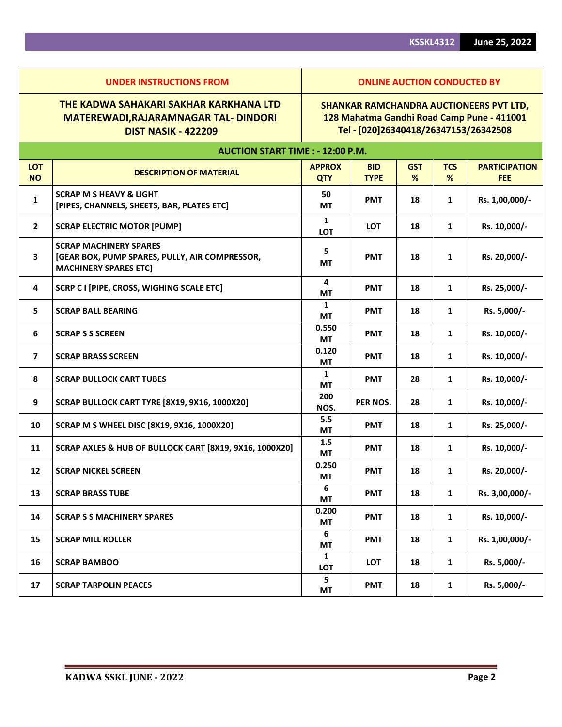| UNDER INSTRUCTIONS FROM | ONLINE AUCTION CONDUCTED BY |
|---|---|
| **THE KADWA SAHAKARI SAKHAR KARKHANA LTD MATEREWADI,RAJARAMNAGAR TAL- DINDORI DIST NASIK - 422209** | **SHANKAR RAMCHANDRA AUCTIONEERS PVT LTD, 128 Mahatma Gandhi Road Camp Pune - 411001 Tel - [020]26340418/26347153/26342508** |

**AUCTION START TIME : - 12:00 P.M.**

| LOT NO | DESCRIPTION OF MATERIAL | APPROX QTY | BID TYPE | GST % | TCS % | PARTICIPATION FEE |
|---|---|---|---|---|---|---|
| 1 | SCRAP M S HEAVY & LIGHT [PIPES, CHANNELS, SHEETS, BAR, PLATES ETC] | 50 MT | PMT | 18 | 1 | Rs. 1,00,000/- |
| 2 | SCRAP ELECTRIC MOTOR [PUMP] | 1 LOT | LOT | 18 | 1 | Rs. 10,000/- |
| 3 | SCRAP MACHINERY SPARES [GEAR BOX, PUMP SPARES, PULLY, AIR COMPRESSOR, MACHINERY SPARES ETC] | 5 MT | PMT | 18 | 1 | Rs. 20,000/- |
| 4 | SCRP C I [PIPE, CROSS, WIGHING SCALE ETC] | 4 MT | PMT | 18 | 1 | Rs. 25,000/- |
| 5 | SCRAP BALL BEARING | 1 MT | PMT | 18 | 1 | Rs. 5,000/- |
| 6 | SCRAP S S SCREEN | 0.550 MT | PMT | 18 | 1 | Rs. 10,000/- |
| 7 | SCRAP BRASS SCREEN | 0.120 MT | PMT | 18 | 1 | Rs. 10,000/- |
| 8 | SCRAP BULLOCK CART TUBES | 1 MT | PMT | 28 | 1 | Rs. 10,000/- |
| 9 | SCRAP BULLOCK CART TYRE [8X19, 9X16, 1000X20] | 200 NOS. | PER NOS. | 28 | 1 | Rs. 10,000/- |
| 10 | SCRAP M S WHEEL DISC [8X19, 9X16, 1000X20] | 5.5 MT | PMT | 18 | 1 | Rs. 25,000/- |
| 11 | SCRAP AXLES & HUB OF BULLOCK CART [8X19, 9X16, 1000X20] | 1.5 MT | PMT | 18 | 1 | Rs. 10,000/- |
| 12 | SCRAP NICKEL SCREEN | 0.250 MT | PMT | 18 | 1 | Rs. 20,000/- |
| 13 | SCRAP BRASS TUBE | 6 MT | PMT | 18 | 1 | Rs. 3,00,000/- |
| 14 | SCRAP S S MACHINERY SPARES | 0.200 MT | PMT | 18 | 1 | Rs. 10,000/- |
| 15 | SCRAP MILL ROLLER | 6 MT | PMT | 18 | 1 | Rs. 1,00,000/- |
| 16 | SCRAP BAMBOO | 1 LOT | LOT | 18 | 1 | Rs. 5,000/- |
| 17 | SCRAP TARPOLIN PEACES | 5 MT | PMT | 18 | 1 | Rs. 5,000/- |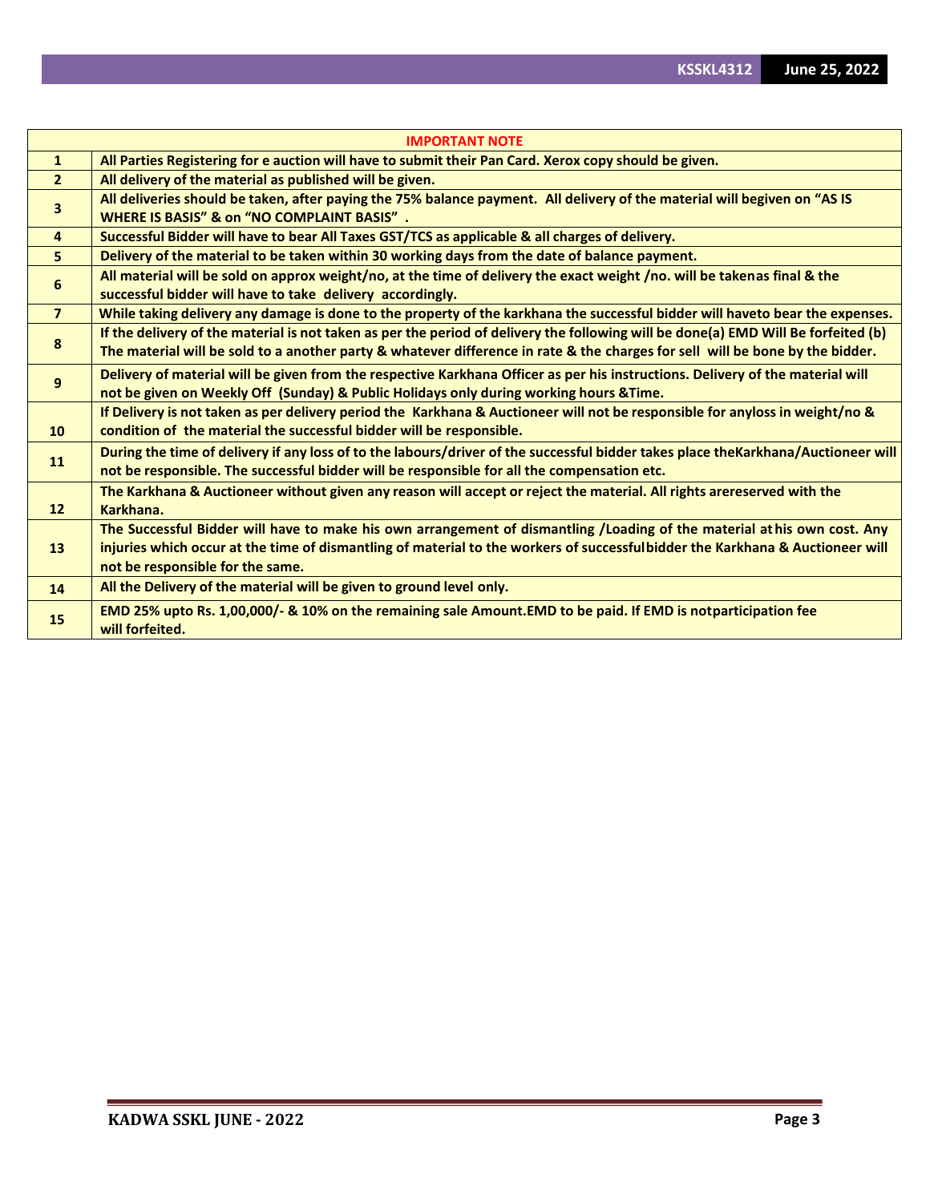| IMPORTANT NOTE | |
|---|---|
| 1 | All Parties Registering for e auction will have to submit their Pan Card. Xerox copy should be given. |
| 2 | All delivery of the material as published will be given. |
| 3 | All deliveries should be taken, after paying the 75% balance payment. All delivery of the material will begiven on "AS IS WHERE IS BASIS" & on "NO COMPLAINT BASIS" . |
| 4 | Successful Bidder will have to bear All Taxes GST/TCS as applicable & all charges of delivery. |
| 5 | Delivery of the material to be taken within 30 working days from the date of balance payment. |
| 6 | All material will be sold on approx weight/no, at the time of delivery the exact weight /no. will be takenas final & the successful bidder will have to take delivery accordingly. |
| 7 | While taking delivery any damage is done to the property of the karkhana the successful bidder will haveto bear the expenses. |
| 8 | If the delivery of the material is not taken as per the period of delivery the following will be done(a) EMD Will Be forfeited (b) The material will be sold to a another party & whatever difference in rate & the charges for sell will be bone by the bidder. |
| 9 | Delivery of material will be given from the respective Karkhana Officer as per his instructions. Delivery of the material will not be given on Weekly Off (Sunday) & Public Holidays only during working hours &Time. |
| 10 | If Delivery is not taken as per delivery period the Karkhana & Auctioneer will not be responsible for anyloss in weight/no & condition of the material the successful bidder will be responsible. |
| 11 | During the time of delivery if any loss of to the labours/driver of the successful bidder takes place theKarkhana/Auctioneer will not be responsible. The successful bidder will be responsible for all the compensation etc. |
| 12 | The Karkhana & Auctioneer without given any reason will accept or reject the material. All rights arereserved with the Karkhana. |
| 13 | The Successful Bidder will have to make his own arrangement of dismantling /Loading of the material athis own cost. Any injuries which occur at the time of dismantling of material to the workers of successfulbidder the Karkhana & Auctioneer will not be responsible for the same. |
| 14 | All the Delivery of the material will be given to ground level only. |
| 15 | EMD 25% upto Rs. 1,00,000/- & 10% on the remaining sale Amount.EMD to be paid. If EMD is notparticipation fee will forfeited. |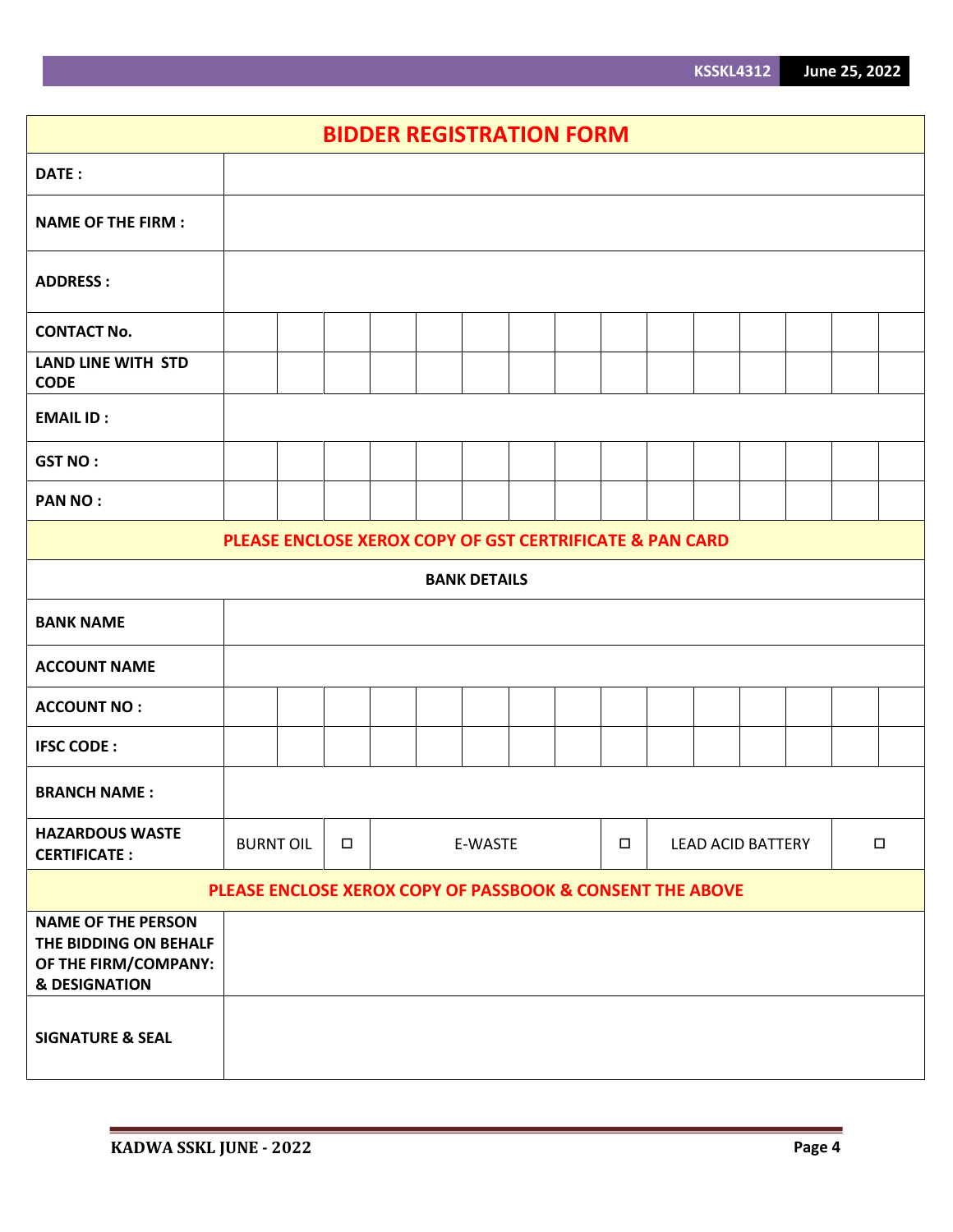## BIDDER REGISTRATION FORM

| | |
|---|---|
| **DATE :** | |
| **NAME OF THE FIRM :** | |
| **ADDRESS :** | |
| **CONTACT No.** | |
| **LAND LINE WITH STD CODE** | |
| **EMAIL ID :** | |
| **GST NO :** | |
| **PAN NO :** | |

**PLEASE ENCLOSE XEROX COPY OF GST CERTRIFICATE & PAN CARD**

**BANK DETAILS**

| | |
|---|---|
| **BANK NAME** | |
| **ACCOUNT NAME** | |
| **ACCOUNT NO :** | |
| **IFSC CODE :** | |
| **BRANCH NAME :** | |
| **HAZARDOUS WASTE CERTIFICATE :** | BURNT OIL ☐ E-WASTE ☐ LEAD ACID BATTERY ☐ |

**PLEASE ENCLOSE XEROX COPY OF PASSBOOK & CONSENT THE ABOVE**

| | |
|---|---|
| **NAME OF THE PERSON THE BIDDING ON BEHALF OF THE FIRM/COMPANY: & DESIGNATION** | |
| **SIGNATURE & SEAL** | |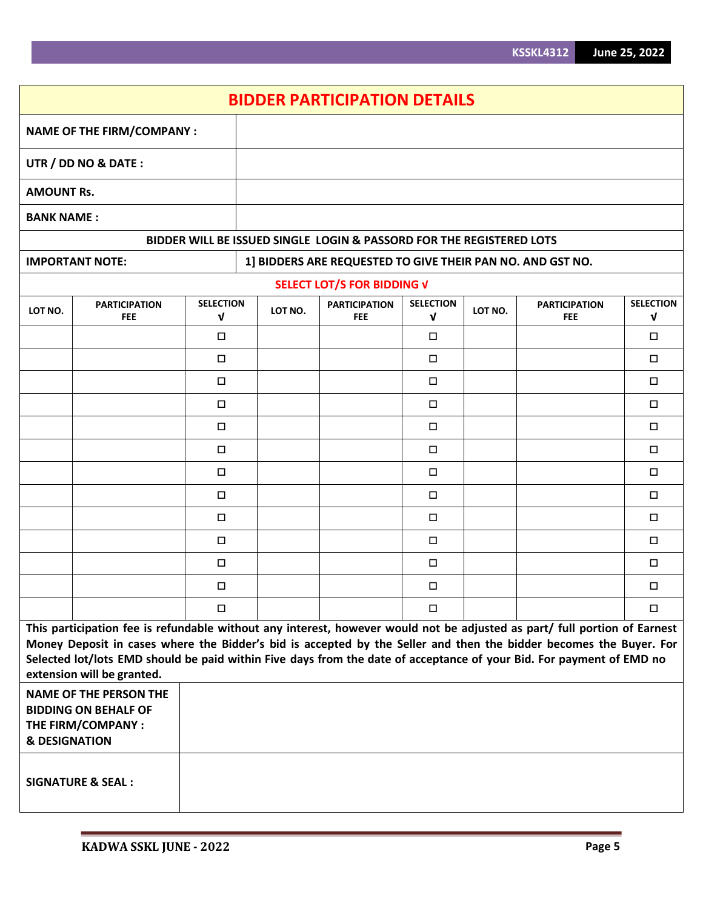## BIDDER PARTICIPATION DETAILS

| | |
|---|---|
| **NAME OF THE FIRM/COMPANY :** | |
| **UTR / DD NO & DATE :** | |
| **AMOUNT Rs.** | |
| **BANK NAME :** | |

**BIDDER WILL BE ISSUED SINGLE LOGIN & PASSORD FOR THE REGISTERED LOTS**

| | |
|---|---|
| **IMPORTANT NOTE:** | **1] BIDDERS ARE REQUESTED TO GIVE THEIR PAN NO. AND GST NO.** |

**SELECT LOT/S FOR BIDDING √**

| LOT NO. | PARTICIPATION FEE | SELECTION √ | LOT NO. | PARTICIPATION FEE | SELECTION √ | LOT NO. | PARTICIPATION FEE | SELECTION √ |
|---|---|---|---|---|---|---|---|---|
| | | ☐ | | | ☐ | | | ☐ |
| | | ☐ | | | ☐ | | | ☐ |
| | | ☐ | | | ☐ | | | ☐ |
| | | ☐ | | | ☐ | | | ☐ |
| | | ☐ | | | ☐ | | | ☐ |
| | | ☐ | | | ☐ | | | ☐ |
| | | ☐ | | | ☐ | | | ☐ |
| | | ☐ | | | ☐ | | | ☐ |
| | | ☐ | | | ☐ | | | ☐ |
| | | ☐ | | | ☐ | | | ☐ |
| | | ☐ | | | ☐ | | | ☐ |
| | | ☐ | | | ☐ | | | ☐ |
| | | ☐ | | | ☐ | | | ☐ |

**This participation fee is refundable without any interest, however would not be adjusted as part/ full portion of Earnest Money Deposit in cases where the Bidder's bid is accepted by the Seller and then the bidder becomes the Buyer. For Selected lot/lots EMD should be paid within Five days from the date of acceptance of your Bid. For payment of EMD no extension will be granted.**

| | |
|---|---|
| **NAME OF THE PERSON THE BIDDING ON BEHALF OF THE FIRM/COMPANY : & DESIGNATION** | |
| **SIGNATURE & SEAL :** | |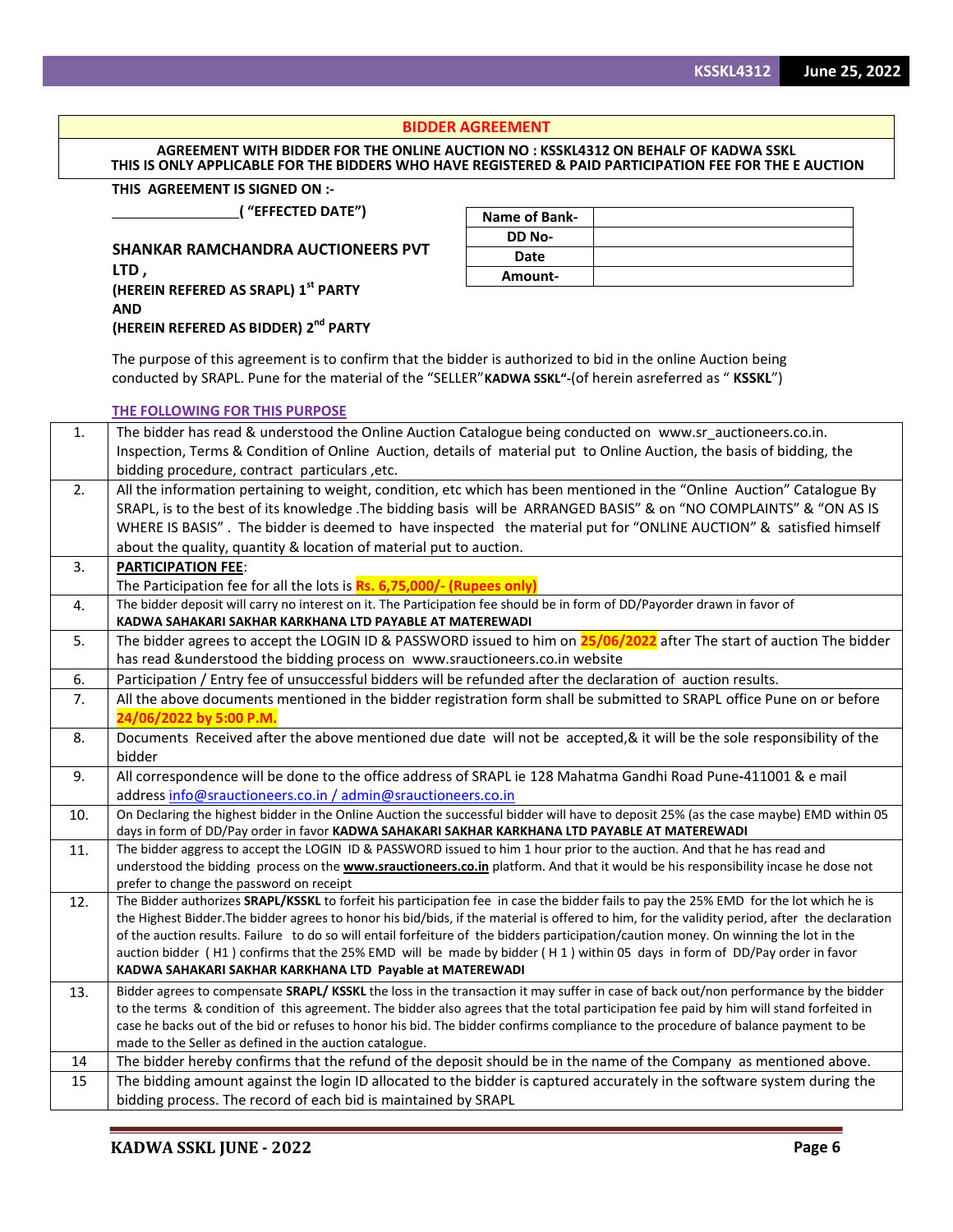## BIDDER AGREEMENT

**AGREEMENT WITH BIDDER FOR THE ONLINE AUCTION NO : KSSKL4312 ON BEHALF OF KADWA SSKL**
**THIS IS ONLY APPLICABLE FOR THE BIDDERS WHO HAVE REGISTERED & PAID PARTICIPATION FEE FOR THE E AUCTION**

**THIS AGREEMENT IS SIGNED ON :-**

**_______________( "EFFECTED DATE")**

| Name of Bank- | |
|---|---|
| DD No- | |
| Date | |
| Amount- | |

**SHANKAR RAMCHANDRA AUCTIONEERS PVT LTD ,**
**(HEREIN REFERED AS SRAPL) 1st PARTY**
**AND**
**(HEREIN REFERED AS BIDDER) 2nd PARTY**

The purpose of this agreement is to confirm that the bidder is authorized to bid in the online Auction being conducted by SRAPL. Pune for the material of the "SELLER"**KADWA SSKL"**-(of herein asreferred as " **KSSKL**")

**THE FOLLOWING FOR THIS PURPOSE**

| | |
|---|---|
| 1. | The bidder has read & understood the Online Auction Catalogue being conducted on www.sr_auctioneers.co.in. Inspection, Terms & Condition of Online Auction, details of material put to Online Auction, the basis of bidding, the bidding procedure, contract particulars ,etc. |
| 2. | All the information pertaining to weight, condition, etc which has been mentioned in the "Online Auction" Catalogue By SRAPL, is to the best of its knowledge .The bidding basis will be ARRANGED BASIS" & on "NO COMPLAINTS" & "ON AS IS WHERE IS BASIS" . The bidder is deemed to have inspected the material put for "ONLINE AUCTION" & satisfied himself about the quality, quantity & location of material put to auction. |
| 3. | **PARTICIPATION FEE**: The Participation fee for all the lots is **Rs. 6,75,000/- (Rupees only)** |
| 4. | The bidder deposit will carry no interest on it. The Participation fee should be in form of DD/Payorder drawn in favor of **KADWA SAHAKARI SAKHAR KARKHANA LTD PAYABLE AT MATEREWADI** |
| 5. | The bidder agrees to accept the LOGIN ID & PASSWORD issued to him on **25/06/2022** after The start of auction The bidder has read &understood the bidding process on www.srauctioneers.co.in website |
| 6. | Participation / Entry fee of unsuccessful bidders will be refunded after the declaration of auction results. |
| 7. | All the above documents mentioned in the bidder registration form shall be submitted to SRAPL office Pune on or before **24/06/2022 by 5:00 P.M.** |
| 8. | Documents Received after the above mentioned due date will not be accepted,& it will be the sole responsibility of the bidder |
| 9. | All correspondence will be done to the office address of SRAPL ie 128 Mahatma Gandhi Road Pune-411001 & e mail address info@srauctioneers.co.in / admin@srauctioneers.co.in |
| 10. | On Declaring the highest bidder in the Online Auction the successful bidder will have to deposit 25% (as the case maybe) EMD within 05 days in form of DD/Pay order in favor **KADWA SAHAKARI SAKHAR KARKHANA LTD PAYABLE AT MATEREWADI** |
| 11. | The bidder aggress to accept the LOGIN ID & PASSWORD issued to him 1 hour prior to the auction. And that he has read and understood the bidding process on the **www.srauctioneers.co.in** platform. And that it would be his responsibility incase he dose not prefer to change the password on receipt |
| 12. | The Bidder authorizes **SRAPL/KSSKL** to forfeit his participation fee in case the bidder fails to pay the 25% EMD for the lot which he is the Highest Bidder.The bidder agrees to honor his bid/bids, if the material is offered to him, for the validity period, after the declaration of the auction results. Failure to do so will entail forfeiture of the bidders participation/caution money. On winning the lot in the auction bidder ( H1 ) confirms that the 25% EMD will be made by bidder ( H 1 ) within 05 days in form of DD/Pay order in favor **KADWA SAHAKARI SAKHAR KARKHANA LTD Payable at MATEREWADI** |
| 13. | Bidder agrees to compensate **SRAPL/ KSSKL** the loss in the transaction it may suffer in case of back out/non performance by the bidder to the terms & condition of this agreement. The bidder also agrees that the total participation fee paid by him will stand forfeited in case he backs out of the bid or refuses to honor his bid. The bidder confirms compliance to the procedure of balance payment to be made to the Seller as defined in the auction catalogue. |
| 14 | The bidder hereby confirms that the refund of the deposit should be in the name of the Company as mentioned above. |
| 15 | The bidding amount against the login ID allocated to the bidder is captured accurately in the software system during the bidding process. The record of each bid is maintained by SRAPL |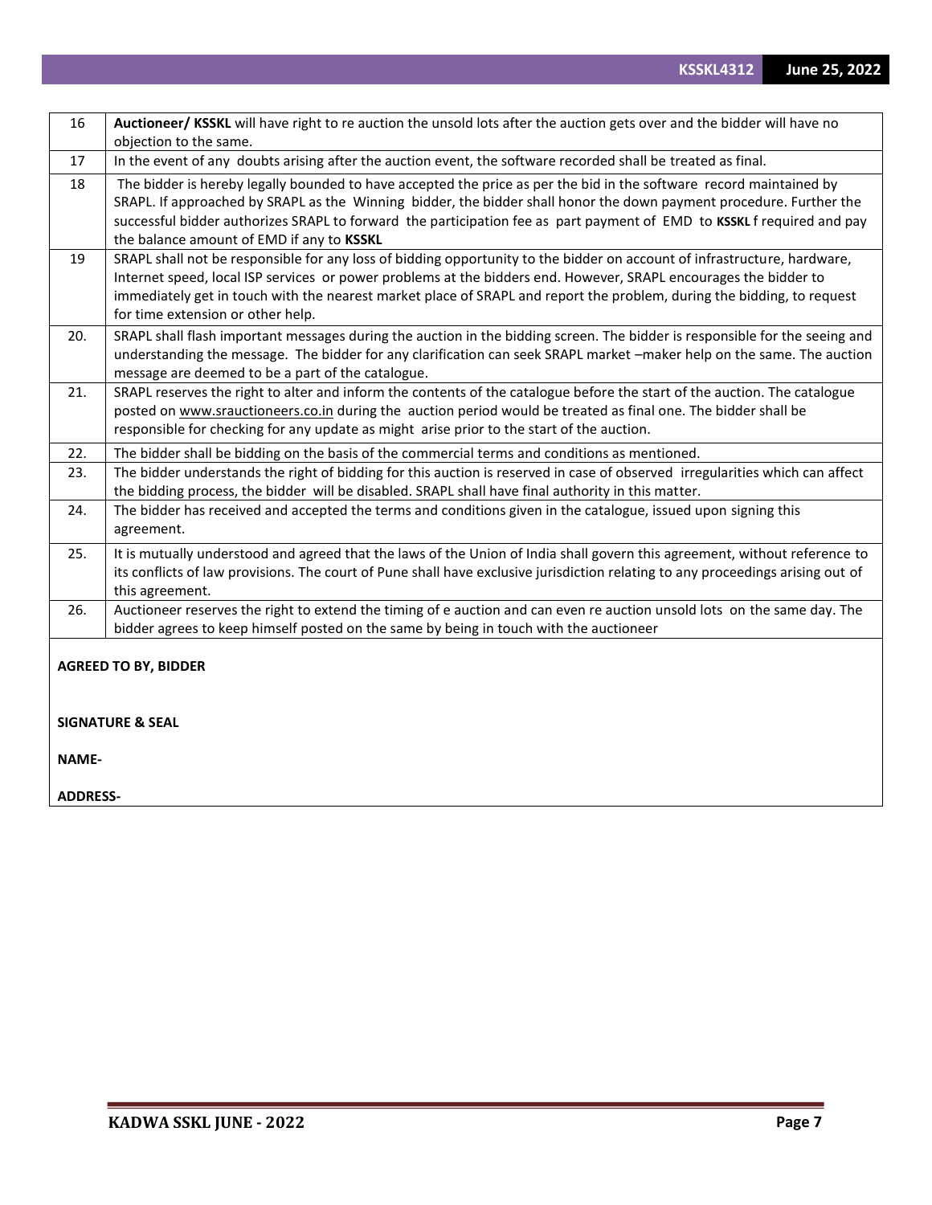| 16 | **Auctioneer/ KSSKL** will have right to re auction the unsold lots after the auction gets over and the bidder will have no objection to the same. |
|---|---|
| 17 | In the event of any doubts arising after the auction event, the software recorded shall be treated as final. |
| 18 | The bidder is hereby legally bounded to have accepted the price as per the bid in the software record maintained by SRAPL. If approached by SRAPL as the Winning bidder, the bidder shall honor the down payment procedure. Further the successful bidder authorizes SRAPL to forward the participation fee as part payment of EMD to **KSSKL** f required and pay the balance amount of EMD if any to **KSSKL** |
| 19 | SRAPL shall not be responsible for any loss of bidding opportunity to the bidder on account of infrastructure, hardware, Internet speed, local ISP services or power problems at the bidders end. However, SRAPL encourages the bidder to immediately get in touch with the nearest market place of SRAPL and report the problem, during the bidding, to request for time extension or other help. |
| 20. | SRAPL shall flash important messages during the auction in the bidding screen. The bidder is responsible for the seeing and understanding the message. The bidder for any clarification can seek SRAPL market –maker help on the same. The auction message are deemed to be a part of the catalogue. |
| 21. | SRAPL reserves the right to alter and inform the contents of the catalogue before the start of the auction. The catalogue posted on www.srauctioneers.co.in during the auction period would be treated as final one. The bidder shall be responsible for checking for any update as might arise prior to the start of the auction. |
| 22. | The bidder shall be bidding on the basis of the commercial terms and conditions as mentioned. |
| 23. | The bidder understands the right of bidding for this auction is reserved in case of observed irregularities which can affect the bidding process, the bidder will be disabled. SRAPL shall have final authority in this matter. |
| 24. | The bidder has received and accepted the terms and conditions given in the catalogue, issued upon signing this agreement. |
| 25. | It is mutually understood and agreed that the laws of the Union of India shall govern this agreement, without reference to its conflicts of law provisions. The court of Pune shall have exclusive jurisdiction relating to any proceedings arising out of this agreement. |
| 26. | Auctioneer reserves the right to extend the timing of e auction and can even re auction unsold lots on the same day. The bidder agrees to keep himself posted on the same by being in touch with the auctioneer |

**AGREED TO BY, BIDDER**

**SIGNATURE & SEAL**

**NAME-**

**ADDRESS-**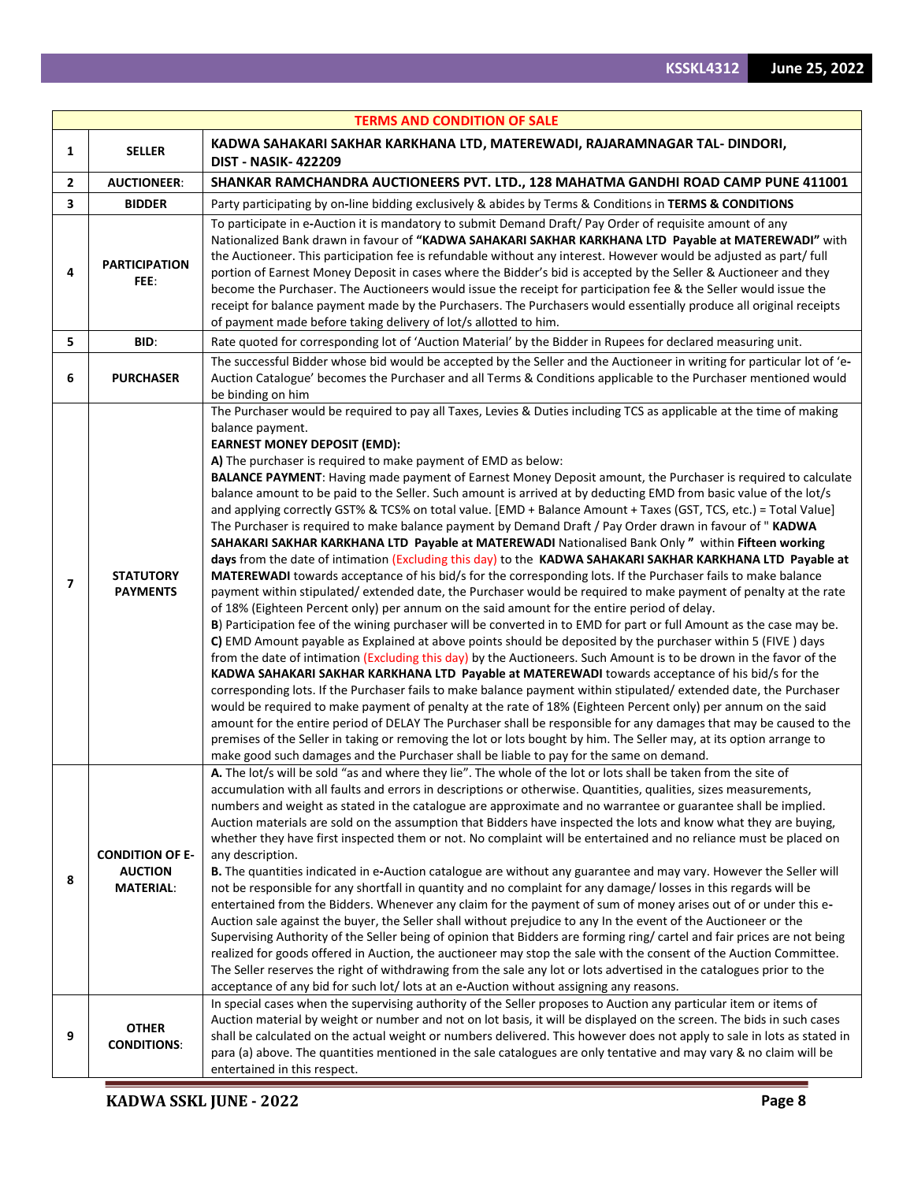| TERMS AND CONDITION OF SALE | | |
|---|---|---|
| 1 | **SELLER** | **KADWA SAHAKARI SAKHAR KARKHANA LTD, MATEREWADI, RAJARAMNAGAR TAL- DINDORI, DIST - NASIK- 422209** |
| 2 | **AUCTIONEER**: | **SHANKAR RAMCHANDRA AUCTIONEERS PVT. LTD., 128 MAHATMA GANDHI ROAD CAMP PUNE 411001** |
| 3 | **BIDDER** | Party participating by on-line bidding exclusively & abides by Terms & Conditions in **TERMS & CONDITIONS** |
| 4 | **PARTICIPATION FEE**: | To participate in e-Auction it is mandatory to submit Demand Draft/ Pay Order of requisite amount of any Nationalized Bank drawn in favour of **"KADWA SAHAKARI SAKHAR KARKHANA LTD Payable at MATEREWADI"** with the Auctioneer. This participation fee is refundable without any interest. However would be adjusted as part/ full portion of Earnest Money Deposit in cases where the Bidder's bid is accepted by the Seller & Auctioneer and they become the Purchaser. The Auctioneers would issue the receipt for participation fee & the Seller would issue the receipt for balance payment made by the Purchasers. The Purchasers would essentially produce all original receipts of payment made before taking delivery of lot/s allotted to him. |
| 5 | **BID**: | Rate quoted for corresponding lot of 'Auction Material' by the Bidder in Rupees for declared measuring unit. |
| 6 | **PURCHASER** | The successful Bidder whose bid would be accepted by the Seller and the Auctioneer in writing for particular lot of 'e-Auction Catalogue' becomes the Purchaser and all Terms & Conditions applicable to the Purchaser mentioned would be binding on him |
| 7 | **STATUTORY PAYMENTS** | The Purchaser would be required to pay all Taxes, Levies & Duties including TCS as applicable at the time of making balance payment.<br>**EARNEST MONEY DEPOSIT (EMD):**<br>**A)** The purchaser is required to make payment of EMD as below:<br>**BALANCE PAYMENT**: Having made payment of Earnest Money Deposit amount, the Purchaser is required to calculate balance amount to be paid to the Seller. Such amount is arrived at by deducting EMD from basic value of the lot/s and applying correctly GST% & TCS% on total value. [EMD + Balance Amount + Taxes (GST, TCS, etc.) = Total Value] The Purchaser is required to make balance payment by Demand Draft / Pay Order drawn in favour of " **KADWA SAHAKARI SAKHAR KARKHANA LTD Payable at MATEREWADI** Nationalised Bank Only **"** within **Fifteen working days** from the date of intimation (Excluding this day) to the **KADWA SAHAKARI SAKHAR KARKHANA LTD Payable at MATEREWADI** towards acceptance of his bid/s for the corresponding lots. If the Purchaser fails to make balance payment within stipulated/ extended date, the Purchaser would be required to make payment of penalty at the rate of 18% (Eighteen Percent only) per annum on the said amount for the entire period of delay.<br>**B**) Participation fee of the wining purchaser will be converted in to EMD for part or full Amount as the case may be.<br>**C)** EMD Amount payable as Explained at above points should be deposited by the purchaser within 5 (FIVE ) days from the date of intimation (Excluding this day) by the Auctioneers. Such Amount is to be drawn in the favor of the **KADWA SAHAKARI SAKHAR KARKHANA LTD Payable at MATEREWADI** towards acceptance of his bid/s for the corresponding lots. If the Purchaser fails to make balance payment within stipulated/ extended date, the Purchaser would be required to make payment of penalty at the rate of 18% (Eighteen Percent only) per annum on the said amount for the entire period of DELAY The Purchaser shall be responsible for any damages that may be caused to the premises of the Seller in taking or removing the lot or lots bought by him. The Seller may, at its option arrange to make good such damages and the Purchaser shall be liable to pay for the same on demand. |
| 8 | **CONDITION OF E-AUCTION MATERIAL**: | **A.** The lot/s will be sold "as and where they lie". The whole of the lot or lots shall be taken from the site of accumulation with all faults and errors in descriptions or otherwise. Quantities, qualities, sizes measurements, numbers and weight as stated in the catalogue are approximate and no warrantee or guarantee shall be implied. Auction materials are sold on the assumption that Bidders have inspected the lots and know what they are buying, whether they have first inspected them or not. No complaint will be entertained and no reliance must be placed on any description.<br>**B.** The quantities indicated in e-Auction catalogue are without any guarantee and may vary. However the Seller will not be responsible for any shortfall in quantity and no complaint for any damage/ losses in this regards will be entertained from the Bidders. Whenever any claim for the payment of sum of money arises out of or under this e-Auction sale against the buyer, the Seller shall without prejudice to any In the event of the Auctioneer or the Supervising Authority of the Seller being of opinion that Bidders are forming ring/ cartel and fair prices are not being realized for goods offered in Auction, the auctioneer may stop the sale with the consent of the Auction Committee. The Seller reserves the right of withdrawing from the sale any lot or lots advertised in the catalogues prior to the acceptance of any bid for such lot/ lots at an e-Auction without assigning any reasons. |
| 9 | **OTHER CONDITIONS**: | In special cases when the supervising authority of the Seller proposes to Auction any particular item or items of Auction material by weight or number and not on lot basis, it will be displayed on the screen. The bids in such cases shall be calculated on the actual weight or numbers delivered. This however does not apply to sale in lots as stated in para (a) above. The quantities mentioned in the sale catalogues are only tentative and may vary & no claim will be entertained in this respect. |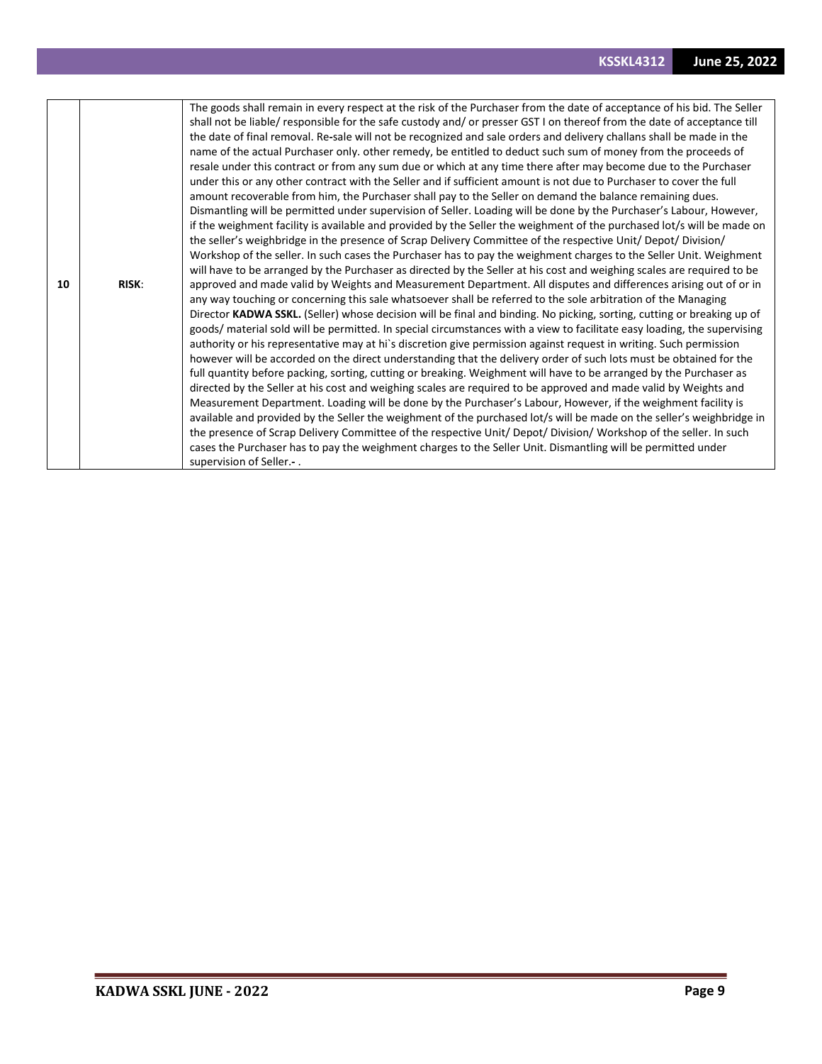| | | |
|---|---|---|
| 10 | **RISK**: | The goods shall remain in every respect at the risk of the Purchaser from the date of acceptance of his bid. The Seller shall not be liable/ responsible for the safe custody and/ or presser GST I on thereof from the date of acceptance till the date of final removal. Re-sale will not be recognized and sale orders and delivery challans shall be made in the name of the actual Purchaser only. other remedy, be entitled to deduct such sum of money from the proceeds of resale under this contract or from any sum due or which at any time there after may become due to the Purchaser under this or any other contract with the Seller and if sufficient amount is not due to Purchaser to cover the full amount recoverable from him, the Purchaser shall pay to the Seller on demand the balance remaining dues. Dismantling will be permitted under supervision of Seller. Loading will be done by the Purchaser's Labour, However, if the weighment facility is available and provided by the Seller the weighment of the purchased lot/s will be made on the seller's weighbridge in the presence of Scrap Delivery Committee of the respective Unit/ Depot/ Division/ Workshop of the seller. In such cases the Purchaser has to pay the weighment charges to the Seller Unit. Weighment will have to be arranged by the Purchaser as directed by the Seller at his cost and weighing scales are required to be approved and made valid by Weights and Measurement Department. All disputes and differences arising out of or in any way touching or concerning this sale whatsoever shall be referred to the sole arbitration of the Managing Director **KADWA SSKL.** (Seller) whose decision will be final and binding. No picking, sorting, cutting or breaking up of goods/ material sold will be permitted. In special circumstances with a view to facilitate easy loading, the supervising authority or his representative may at hi`s discretion give permission against request in writing. Such permission however will be accorded on the direct understanding that the delivery order of such lots must be obtained for the full quantity before packing, sorting, cutting or breaking. Weighment will have to be arranged by the Purchaser as directed by the Seller at his cost and weighing scales are required to be approved and made valid by Weights and Measurement Department. Loading will be done by the Purchaser's Labour, However, if the weighment facility is available and provided by the Seller the weighment of the purchased lot/s will be made on the seller's weighbridge in the presence of Scrap Delivery Committee of the respective Unit/ Depot/ Division/ Workshop of the seller. In such cases the Purchaser has to pay the weighment charges to the Seller Unit. Dismantling will be permitted under supervision of Seller.- . |